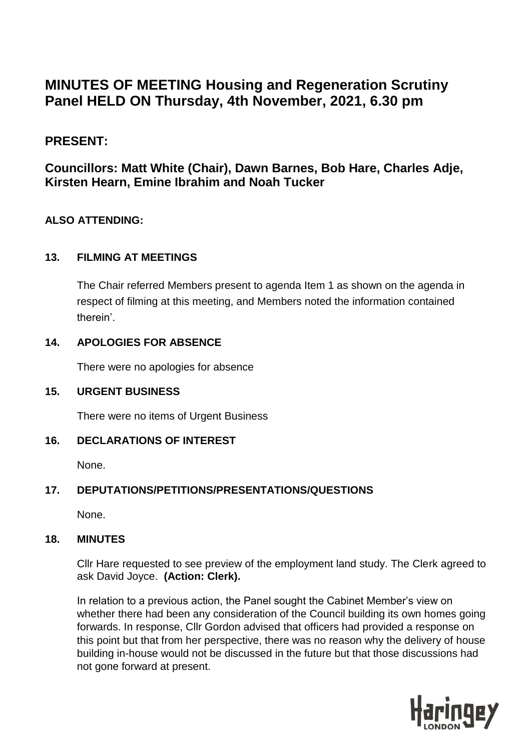# MINUTES OF MEETING Housing and Regeneration Scrutiny Panel HELD ON Thursday, 4th November, 2021, 6.30 pm

## PRESENT:

## Councillors: Matt White (Chair), Dawn Barnes, Bob Hare, Charles Adje, Kirsten Hearn, Emine Ibrahim and Noah Tucker

**ALSO ATTENDING:**

### 13. FILMING AT MEETINGS

The Chair referred Members present to agenda Item 1 as shown on the agenda in respect of filming at this meeting, and Members noted the information contained therein'.

### 14. APOLOGIES FOR ABSENCE

There were no apologies for absence

### 15. URGENT BUSINESS

There were no items of Urgent Business

### 16. DECLARATIONS OF INTEREST

None.

### 17. DEPUTATIONS/PETITIONS/PRESENTATIONS/QUESTIONS

None.

### 18. MINUTES

Cllr Hare requested to see preview of the employment land study. The Clerk agreed to ask David Joyce. **(Action: Clerk).**

In relation to a previous action, the Panel sought the Cabinet Member's view on whether there had been any consideration of the Council building its own homes going forwards. In response, Cllr Gordon advised that officers had provided a response on this point but that from her perspective, there was no reason why the delivery of house building in-house would not be discussed in the future but that those discussions had not gone forward at present.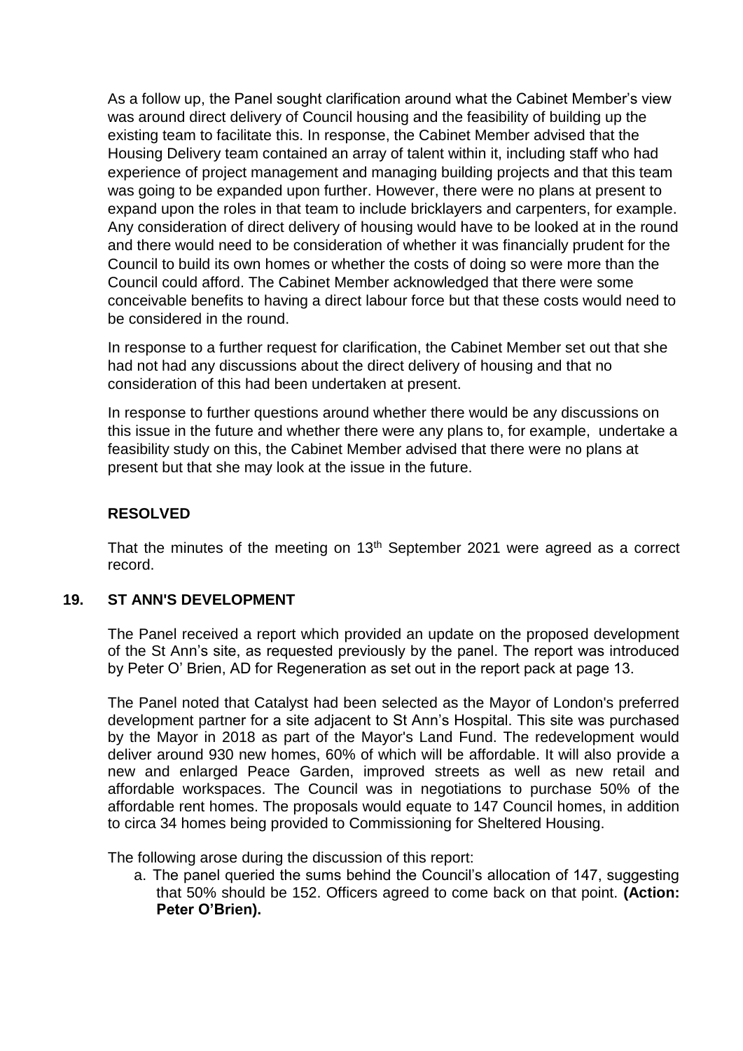As a follow up, the Panel sought clarification around what the Cabinet Member's view was around direct delivery of Council housing and the feasibility of building up the existing team to facilitate this. In response, the Cabinet Member advised that the Housing Delivery team contained an array of talent within it, including staff who had experience of project management and managing building projects and that this team was going to be expanded upon further. However, there were no plans at present to expand upon the roles in that team to include bricklayers and carpenters, for example. Any consideration of direct delivery of housing would have to be looked at in the round and there would need to be consideration of whether it was financially prudent for the Council to build its own homes or whether the costs of doing so were more than the Council could afford. The Cabinet Member acknowledged that there were some conceivable benefits to having a direct labour force but that these costs would need to be considered in the round.

In response to a further request for clarification, the Cabinet Member set out that she had not had any discussions about the direct delivery of housing and that no consideration of this had been undertaken at present.

In response to further questions around whether there would be any discussions on this issue in the future and whether there were any plans to, for example, undertake a feasibility study on this, the Cabinet Member advised that there were no plans at present but that she may look at the issue in the future.

**RESOLVED**

That the minutes of the meeting on 13th September 2021 were agreed as a correct record.

## 19. ST ANN'S DEVELOPMENT

The Panel received a report which provided an update on the proposed development of the St Ann's site, as requested previously by the panel. The report was introduced by Peter O' Brien, AD for Regeneration as set out in the report pack at page 13.

The Panel noted that Catalyst had been selected as the Mayor of London's preferred development partner for a site adjacent to St Ann's Hospital. This site was purchased by the Mayor in 2018 as part of the Mayor's Land Fund. The redevelopment would deliver around 930 new homes, 60% of which will be affordable. It will also provide a new and enlarged Peace Garden, improved streets as well as new retail and affordable workspaces. The Council was in negotiations to purchase 50% of the affordable rent homes. The proposals would equate to 147 Council homes, in addition to circa 34 homes being provided to Commissioning for Sheltered Housing.

The following arose during the discussion of this report:

a. The panel queried the sums behind the Council's allocation of 147, suggesting that 50% should be 152. Officers agreed to come back on that point. **(Action: Peter O'Brien).**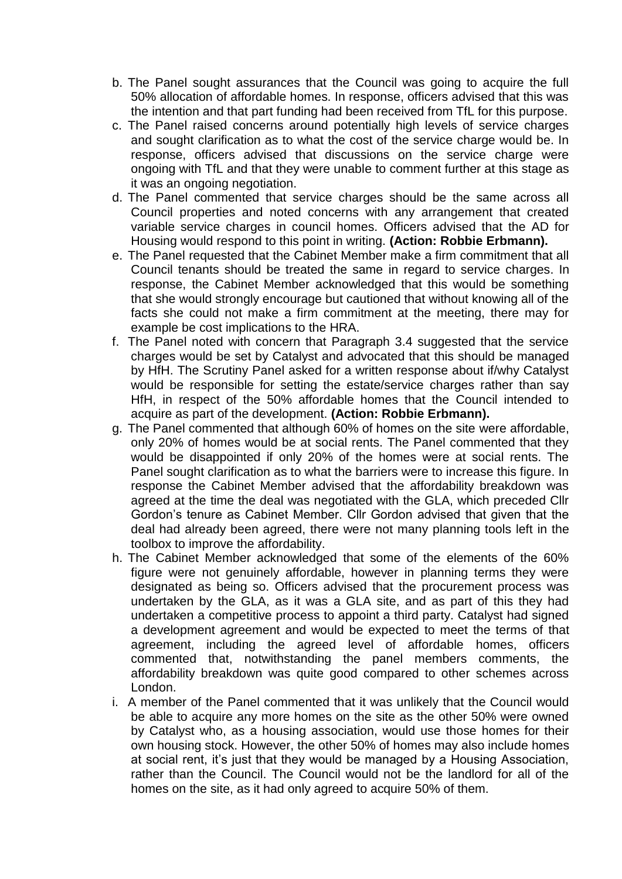b. The Panel sought assurances that the Council was going to acquire the full 50% allocation of affordable homes. In response, officers advised that this was the intention and that part funding had been received from TfL for this purpose.

c. The Panel raised concerns around potentially high levels of service charges and sought clarification as to what the cost of the service charge would be. In response, officers advised that discussions on the service charge were ongoing with TfL and that they were unable to comment further at this stage as it was an ongoing negotiation.

d. The Panel commented that service charges should be the same across all Council properties and noted concerns with any arrangement that created variable service charges in council homes. Officers advised that the AD for Housing would respond to this point in writing. **(Action: Robbie Erbmann).**

e. The Panel requested that the Cabinet Member make a firm commitment that all Council tenants should be treated the same in regard to service charges. In response, the Cabinet Member acknowledged that this would be something that she would strongly encourage but cautioned that without knowing all of the facts she could not make a firm commitment at the meeting, there may for example be cost implications to the HRA.

f. The Panel noted with concern that Paragraph 3.4 suggested that the service charges would be set by Catalyst and advocated that this should be managed by HfH. The Scrutiny Panel asked for a written response about if/why Catalyst would be responsible for setting the estate/service charges rather than say HfH, in respect of the 50% affordable homes that the Council intended to acquire as part of the development. **(Action: Robbie Erbmann).**

g. The Panel commented that although 60% of homes on the site were affordable, only 20% of homes would be at social rents. The Panel commented that they would be disappointed if only 20% of the homes were at social rents. The Panel sought clarification as to what the barriers were to increase this figure. In response the Cabinet Member advised that the affordability breakdown was agreed at the time the deal was negotiated with the GLA, which preceded Cllr Gordon's tenure as Cabinet Member. Cllr Gordon advised that given that the deal had already been agreed, there were not many planning tools left in the toolbox to improve the affordability.

h. The Cabinet Member acknowledged that some of the elements of the 60% figure were not genuinely affordable, however in planning terms they were designated as being so. Officers advised that the procurement process was undertaken by the GLA, as it was a GLA site, and as part of this they had undertaken a competitive process to appoint a third party. Catalyst had signed a development agreement and would be expected to meet the terms of that agreement, including the agreed level of affordable homes, officers commented that, notwithstanding the panel members comments, the affordability breakdown was quite good compared to other schemes across London.

i. A member of the Panel commented that it was unlikely that the Council would be able to acquire any more homes on the site as the other 50% were owned by Catalyst who, as a housing association, would use those homes for their own housing stock. However, the other 50% of homes may also include homes at social rent, it's just that they would be managed by a Housing Association, rather than the Council. The Council would not be the landlord for all of the homes on the site, as it had only agreed to acquire 50% of them.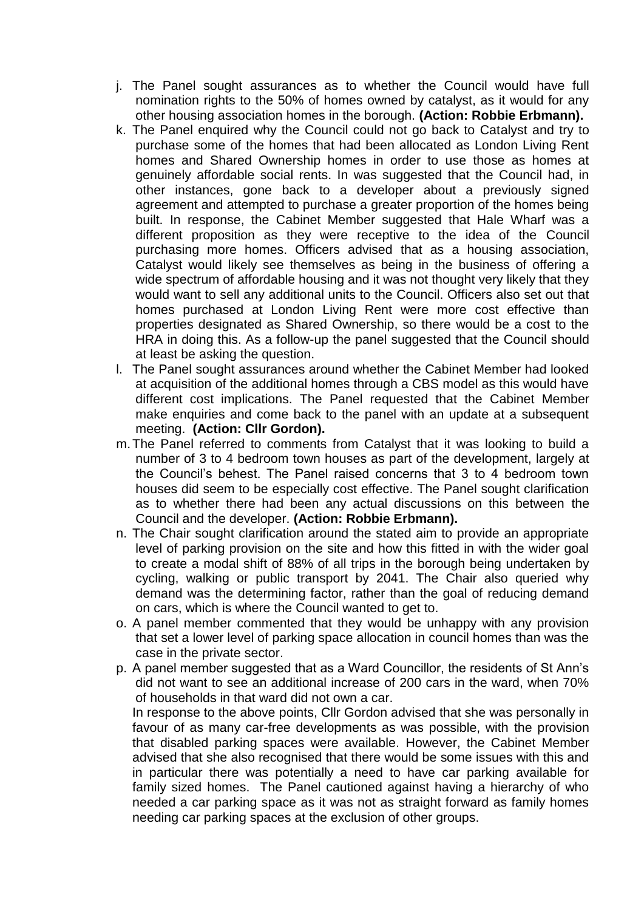j. The Panel sought assurances as to whether the Council would have full nomination rights to the 50% of homes owned by catalyst, as it would for any other housing association homes in the borough. **(Action: Robbie Erbmann).**

k. The Panel enquired why the Council could not go back to Catalyst and try to purchase some of the homes that had been allocated as London Living Rent homes and Shared Ownership homes in order to use those as homes at genuinely affordable social rents. In was suggested that the Council had, in other instances, gone back to a developer about a previously signed agreement and attempted to purchase a greater proportion of the homes being built. In response, the Cabinet Member suggested that Hale Wharf was a different proposition as they were receptive to the idea of the Council purchasing more homes. Officers advised that as a housing association, Catalyst would likely see themselves as being in the business of offering a wide spectrum of affordable housing and it was not thought very likely that they would want to sell any additional units to the Council. Officers also set out that homes purchased at London Living Rent were more cost effective than properties designated as Shared Ownership, so there would be a cost to the HRA in doing this. As a follow-up the panel suggested that the Council should at least be asking the question.

l. The Panel sought assurances around whether the Cabinet Member had looked at acquisition of the additional homes through a CBS model as this would have different cost implications. The Panel requested that the Cabinet Member make enquiries and come back to the panel with an update at a subsequent meeting. **(Action: Cllr Gordon).**

m. The Panel referred to comments from Catalyst that it was looking to build a number of 3 to 4 bedroom town houses as part of the development, largely at the Council's behest. The Panel raised concerns that 3 to 4 bedroom town houses did seem to be especially cost effective. The Panel sought clarification as to whether there had been any actual discussions on this between the Council and the developer. **(Action: Robbie Erbmann).**

n. The Chair sought clarification around the stated aim to provide an appropriate level of parking provision on the site and how this fitted in with the wider goal to create a modal shift of 88% of all trips in the borough being undertaken by cycling, walking or public transport by 2041. The Chair also queried why demand was the determining factor, rather than the goal of reducing demand on cars, which is where the Council wanted to get to.

o. A panel member commented that they would be unhappy with any provision that set a lower level of parking space allocation in council homes than was the case in the private sector.

p. A panel member suggested that as a Ward Councillor, the residents of St Ann's did not want to see an additional increase of 200 cars in the ward, when 70% of households in that ward did not own a car.

   In response to the above points, Cllr Gordon advised that she was personally in favour of as many car-free developments as was possible, with the provision that disabled parking spaces were available. However, the Cabinet Member advised that she also recognised that there would be some issues with this and in particular there was potentially a need to have car parking available for family sized homes. The Panel cautioned against having a hierarchy of who needed a car parking space as it was not as straight forward as family homes needing car parking spaces at the exclusion of other groups.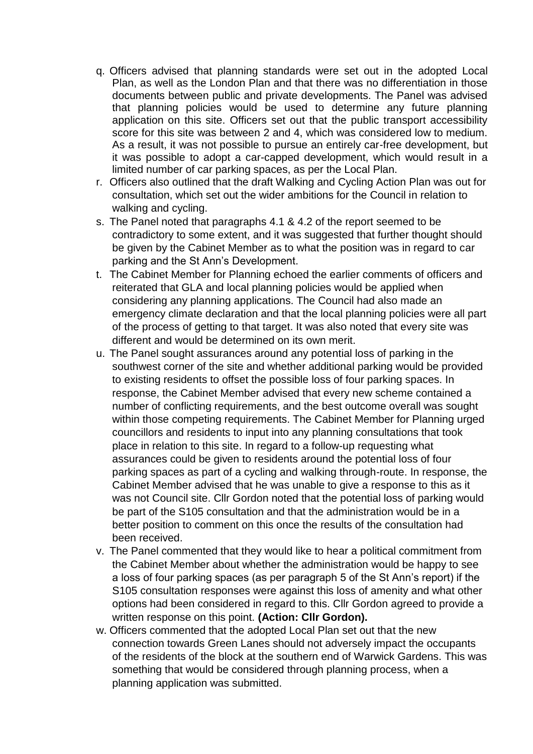q. Officers advised that planning standards were set out in the adopted Local Plan, as well as the London Plan and that there was no differentiation in those documents between public and private developments. The Panel was advised that planning policies would be used to determine any future planning application on this site. Officers set out that the public transport accessibility score for this site was between 2 and 4, which was considered low to medium. As a result, it was not possible to pursue an entirely car-free development, but it was possible to adopt a car-capped development, which would result in a limited number of car parking spaces, as per the Local Plan.

r. Officers also outlined that the draft Walking and Cycling Action Plan was out for consultation, which set out the wider ambitions for the Council in relation to walking and cycling.

s. The Panel noted that paragraphs 4.1 & 4.2 of the report seemed to be contradictory to some extent, and it was suggested that further thought should be given by the Cabinet Member as to what the position was in regard to car parking and the St Ann's Development.

t. The Cabinet Member for Planning echoed the earlier comments of officers and reiterated that GLA and local planning policies would be applied when considering any planning applications. The Council had also made an emergency climate declaration and that the local planning policies were all part of the process of getting to that target. It was also noted that every site was different and would be determined on its own merit.

u. The Panel sought assurances around any potential loss of parking in the southwest corner of the site and whether additional parking would be provided to existing residents to offset the possible loss of four parking spaces. In response, the Cabinet Member advised that every new scheme contained a number of conflicting requirements, and the best outcome overall was sought within those competing requirements. The Cabinet Member for Planning urged councillors and residents to input into any planning consultations that took place in relation to this site. In regard to a follow-up requesting what assurances could be given to residents around the potential loss of four parking spaces as part of a cycling and walking through-route. In response, the Cabinet Member advised that he was unable to give a response to this as it was not Council site. Cllr Gordon noted that the potential loss of parking would be part of the S105 consultation and that the administration would be in a better position to comment on this once the results of the consultation had been received.

v. The Panel commented that they would like to hear a political commitment from the Cabinet Member about whether the administration would be happy to see a loss of four parking spaces (as per paragraph 5 of the St Ann's report) if the S105 consultation responses were against this loss of amenity and what other options had been considered in regard to this. Cllr Gordon agreed to provide a written response on this point. **(Action: Cllr Gordon).**

w. Officers commented that the adopted Local Plan set out that the new connection towards Green Lanes should not adversely impact the occupants of the residents of the block at the southern end of Warwick Gardens. This was something that would be considered through planning process, when a planning application was submitted.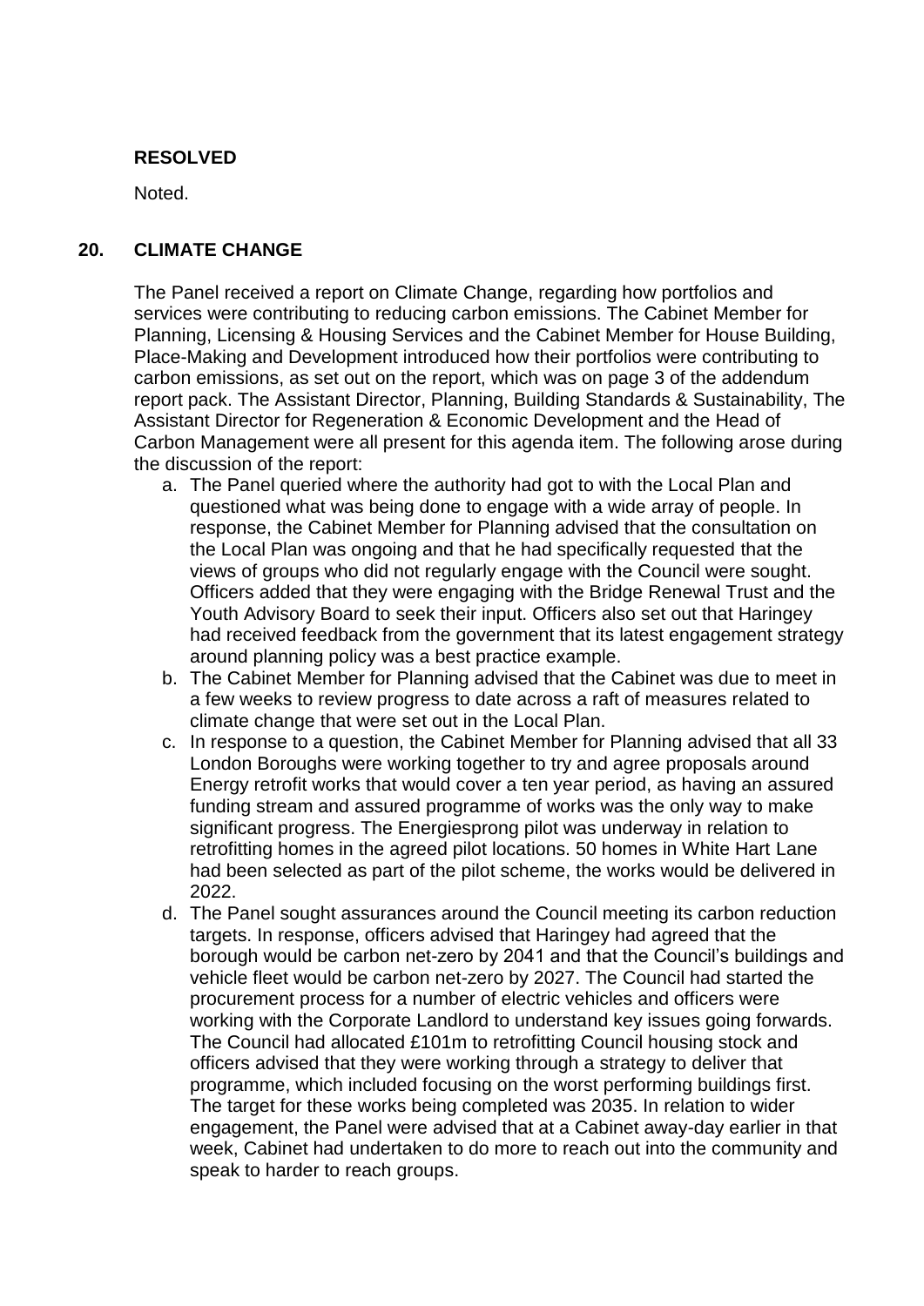**RESOLVED**

Noted.

## 20. CLIMATE CHANGE

The Panel received a report on Climate Change, regarding how portfolios and services were contributing to reducing carbon emissions. The Cabinet Member for Planning, Licensing & Housing Services and the Cabinet Member for House Building, Place-Making and Development introduced how their portfolios were contributing to carbon emissions, as set out on the report, which was on page 3 of the addendum report pack. The Assistant Director, Planning, Building Standards & Sustainability, The Assistant Director for Regeneration & Economic Development and the Head of Carbon Management were all present for this agenda item. The following arose during the discussion of the report:

a. The Panel queried where the authority had got to with the Local Plan and questioned what was being done to engage with a wide array of people. In response, the Cabinet Member for Planning advised that the consultation on the Local Plan was ongoing and that he had specifically requested that the views of groups who did not regularly engage with the Council were sought. Officers added that they were engaging with the Bridge Renewal Trust and the Youth Advisory Board to seek their input. Officers also set out that Haringey had received feedback from the government that its latest engagement strategy around planning policy was a best practice example.

b. The Cabinet Member for Planning advised that the Cabinet was due to meet in a few weeks to review progress to date across a raft of measures related to climate change that were set out in the Local Plan.

c. In response to a question, the Cabinet Member for Planning advised that all 33 London Boroughs were working together to try and agree proposals around Energy retrofit works that would cover a ten year period, as having an assured funding stream and assured programme of works was the only way to make significant progress. The Energiesprong pilot was underway in relation to retrofitting homes in the agreed pilot locations. 50 homes in White Hart Lane had been selected as part of the pilot scheme, the works would be delivered in 2022.

d. The Panel sought assurances around the Council meeting its carbon reduction targets. In response, officers advised that Haringey had agreed that the borough would be carbon net-zero by 2041 and that the Council's buildings and vehicle fleet would be carbon net-zero by 2027. The Council had started the procurement process for a number of electric vehicles and officers were working with the Corporate Landlord to understand key issues going forwards. The Council had allocated £101m to retrofitting Council housing stock and officers advised that they were working through a strategy to deliver that programme, which included focusing on the worst performing buildings first. The target for these works being completed was 2035. In relation to wider engagement, the Panel were advised that at a Cabinet away-day earlier in that week, Cabinet had undertaken to do more to reach out into the community and speak to harder to reach groups.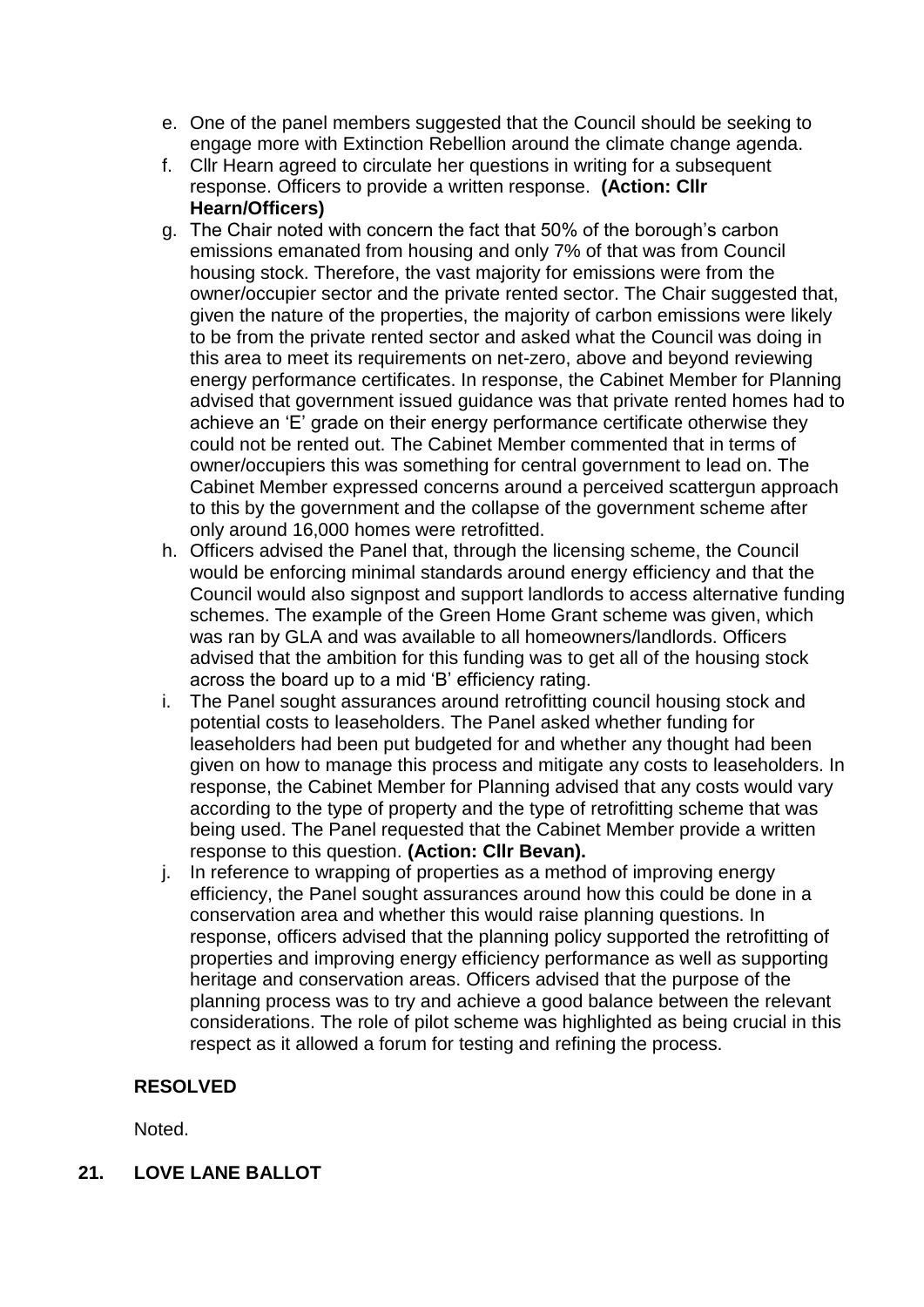e. One of the panel members suggested that the Council should be seeking to engage more with Extinction Rebellion around the climate change agenda.
f. Cllr Hearn agreed to circulate her questions in writing for a subsequent response. Officers to provide a written response. **(Action: Cllr Hearn/Officers)**
g. The Chair noted with concern the fact that 50% of the borough's carbon emissions emanated from housing and only 7% of that was from Council housing stock. Therefore, the vast majority for emissions were from the owner/occupier sector and the private rented sector. The Chair suggested that, given the nature of the properties, the majority of carbon emissions were likely to be from the private rented sector and asked what the Council was doing in this area to meet its requirements on net-zero, above and beyond reviewing energy performance certificates. In response, the Cabinet Member for Planning advised that government issued guidance was that private rented homes had to achieve an 'E' grade on their energy performance certificate otherwise they could not be rented out. The Cabinet Member commented that in terms of owner/occupiers this was something for central government to lead on. The Cabinet Member expressed concerns around a perceived scattergun approach to this by the government and the collapse of the government scheme after only around 16,000 homes were retrofitted.
h. Officers advised the Panel that, through the licensing scheme, the Council would be enforcing minimal standards around energy efficiency and that the Council would also signpost and support landlords to access alternative funding schemes. The example of the Green Home Grant scheme was given, which was ran by GLA and was available to all homeowners/landlords. Officers advised that the ambition for this funding was to get all of the housing stock across the board up to a mid 'B' efficiency rating.
i. The Panel sought assurances around retrofitting council housing stock and potential costs to leaseholders. The Panel asked whether funding for leaseholders had been put budgeted for and whether any thought had been given on how to manage this process and mitigate any costs to leaseholders. In response, the Cabinet Member for Planning advised that any costs would vary according to the type of property and the type of retrofitting scheme that was being used. The Panel requested that the Cabinet Member provide a written response to this question. **(Action: Cllr Bevan).**
j. In reference to wrapping of properties as a method of improving energy efficiency, the Panel sought assurances around how this could be done in a conservation area and whether this would raise planning questions. In response, officers advised that the planning policy supported the retrofitting of properties and improving energy efficiency performance as well as supporting heritage and conservation areas. Officers advised that the purpose of the planning process was to try and achieve a good balance between the relevant considerations. The role of pilot scheme was highlighted as being crucial in this respect as it allowed a forum for testing and refining the process.

**RESOLVED**

Noted.

## 21. LOVE LANE BALLOT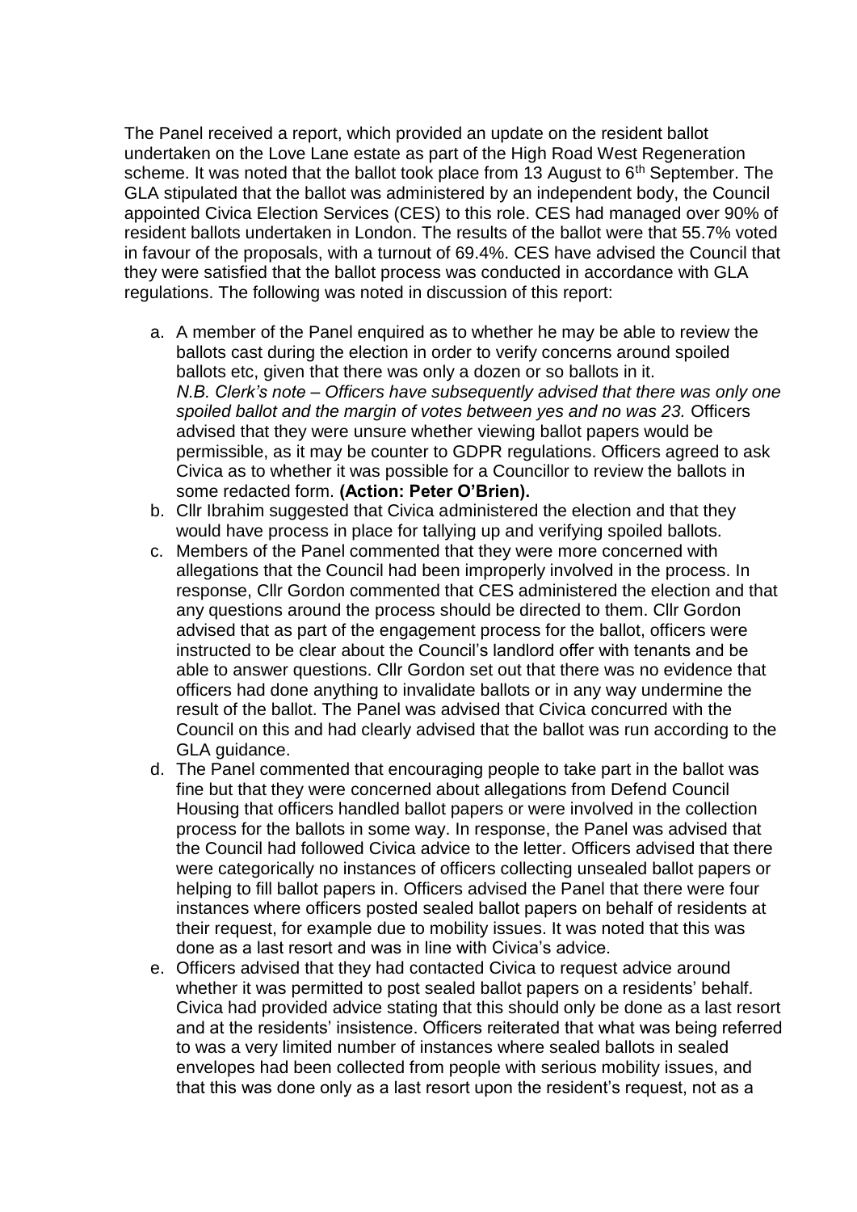The Panel received a report, which provided an update on the resident ballot undertaken on the Love Lane estate as part of the High Road West Regeneration scheme. It was noted that the ballot took place from 13 August to 6th September. The GLA stipulated that the ballot was administered by an independent body, the Council appointed Civica Election Services (CES) to this role. CES had managed over 90% of resident ballots undertaken in London. The results of the ballot were that 55.7% voted in favour of the proposals, with a turnout of 69.4%. CES have advised the Council that they were satisfied that the ballot process was conducted in accordance with GLA regulations. The following was noted in discussion of this report:

a. A member of the Panel enquired as to whether he may be able to review the ballots cast during the election in order to verify concerns around spoiled ballots etc, given that there was only a dozen or so ballots in it. *N.B. Clerk's note – Officers have subsequently advised that there was only one spoiled ballot and the margin of votes between yes and no was 23.* Officers advised that they were unsure whether viewing ballot papers would be permissible, as it may be counter to GDPR regulations. Officers agreed to ask Civica as to whether it was possible for a Councillor to review the ballots in some redacted form. **(Action: Peter O'Brien).**
b. Cllr Ibrahim suggested that Civica administered the election and that they would have process in place for tallying up and verifying spoiled ballots.
c. Members of the Panel commented that they were more concerned with allegations that the Council had been improperly involved in the process. In response, Cllr Gordon commented that CES administered the election and that any questions around the process should be directed to them. Cllr Gordon advised that as part of the engagement process for the ballot, officers were instructed to be clear about the Council's landlord offer with tenants and be able to answer questions. Cllr Gordon set out that there was no evidence that officers had done anything to invalidate ballots or in any way undermine the result of the ballot. The Panel was advised that Civica concurred with the Council on this and had clearly advised that the ballot was run according to the GLA guidance.
d. The Panel commented that encouraging people to take part in the ballot was fine but that they were concerned about allegations from Defend Council Housing that officers handled ballot papers or were involved in the collection process for the ballots in some way. In response, the Panel was advised that the Council had followed Civica advice to the letter. Officers advised that there were categorically no instances of officers collecting unsealed ballot papers or helping to fill ballot papers in. Officers advised the Panel that there were four instances where officers posted sealed ballot papers on behalf of residents at their request, for example due to mobility issues. It was noted that this was done as a last resort and was in line with Civica's advice.
e. Officers advised that they had contacted Civica to request advice around whether it was permitted to post sealed ballot papers on a residents' behalf. Civica had provided advice stating that this should only be done as a last resort and at the residents' insistence. Officers reiterated that what was being referred to was a very limited number of instances where sealed ballots in sealed envelopes had been collected from people with serious mobility issues, and that this was done only as a last resort upon the resident's request, not as a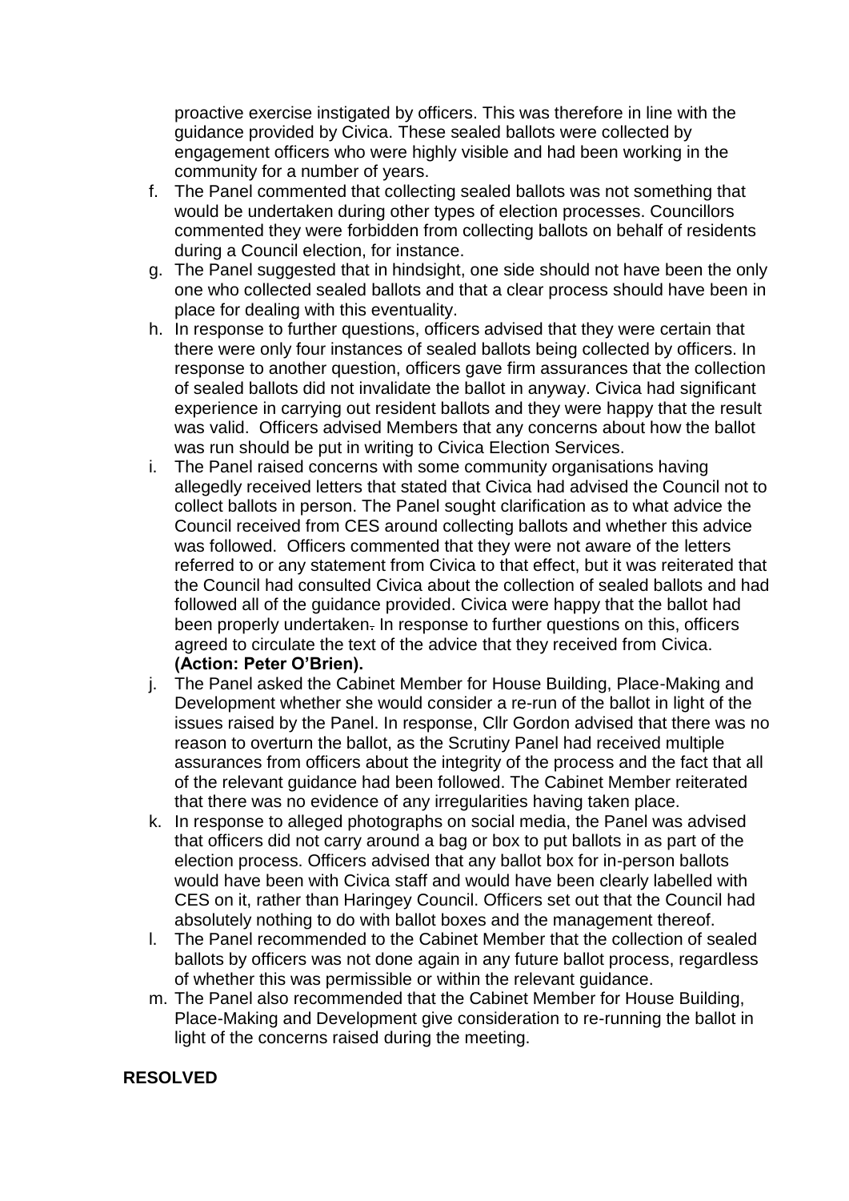proactive exercise instigated by officers. This was therefore in line with the guidance provided by Civica. These sealed ballots were collected by engagement officers who were highly visible and had been working in the community for a number of years.

f. The Panel commented that collecting sealed ballots was not something that would be undertaken during other types of election processes. Councillors commented they were forbidden from collecting ballots on behalf of residents during a Council election, for instance.
g. The Panel suggested that in hindsight, one side should not have been the only one who collected sealed ballots and that a clear process should have been in place for dealing with this eventuality.
h. In response to further questions, officers advised that they were certain that there were only four instances of sealed ballots being collected by officers. In response to another question, officers gave firm assurances that the collection of sealed ballots did not invalidate the ballot in anyway. Civica had significant experience in carrying out resident ballots and they were happy that the result was valid. Officers advised Members that any concerns about how the ballot was run should be put in writing to Civica Election Services.
i. The Panel raised concerns with some community organisations having allegedly received letters that stated that Civica had advised the Council not to collect ballots in person. The Panel sought clarification as to what advice the Council received from CES around collecting ballots and whether this advice was followed. Officers commented that they were not aware of the letters referred to or any statement from Civica to that effect, but it was reiterated that the Council had consulted Civica about the collection of sealed ballots and had followed all of the guidance provided. Civica were happy that the ballot had been properly undertaken. In response to further questions on this, officers agreed to circulate the text of the advice that they received from Civica. **(Action: Peter O'Brien).**
j. The Panel asked the Cabinet Member for House Building, Place-Making and Development whether she would consider a re-run of the ballot in light of the issues raised by the Panel. In response, Cllr Gordon advised that there was no reason to overturn the ballot, as the Scrutiny Panel had received multiple assurances from officers about the integrity of the process and the fact that all of the relevant guidance had been followed. The Cabinet Member reiterated that there was no evidence of any irregularities having taken place.
k. In response to alleged photographs on social media, the Panel was advised that officers did not carry around a bag or box to put ballots in as part of the election process. Officers advised that any ballot box for in-person ballots would have been with Civica staff and would have been clearly labelled with CES on it, rather than Haringey Council. Officers set out that the Council had absolutely nothing to do with ballot boxes and the management thereof.
l. The Panel recommended to the Cabinet Member that the collection of sealed ballots by officers was not done again in any future ballot process, regardless of whether this was permissible or within the relevant guidance.
m. The Panel also recommended that the Cabinet Member for House Building, Place-Making and Development give consideration to re-running the ballot in light of the concerns raised during the meeting.

**RESOLVED**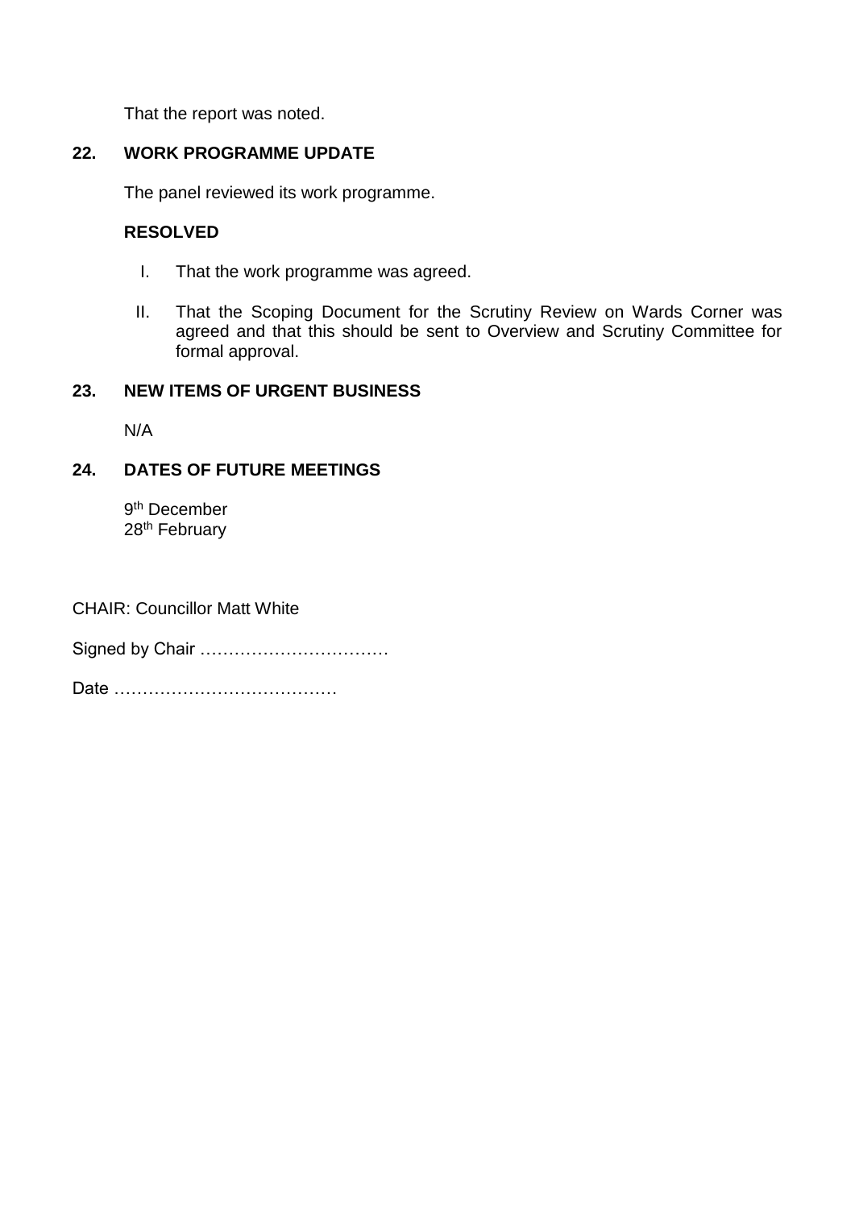That the report was noted.

## 22. WORK PROGRAMME UPDATE

The panel reviewed its work programme.

**RESOLVED**

I. That the work programme was agreed.

II. That the Scoping Document for the Scrutiny Review on Wards Corner was agreed and that this should be sent to Overview and Scrutiny Committee for formal approval.

## 23. NEW ITEMS OF URGENT BUSINESS

N/A

## 24. DATES OF FUTURE MEETINGS

9th December
28th February

CHAIR: Councillor Matt White

Signed by Chair ……………………………

Date …………………………………